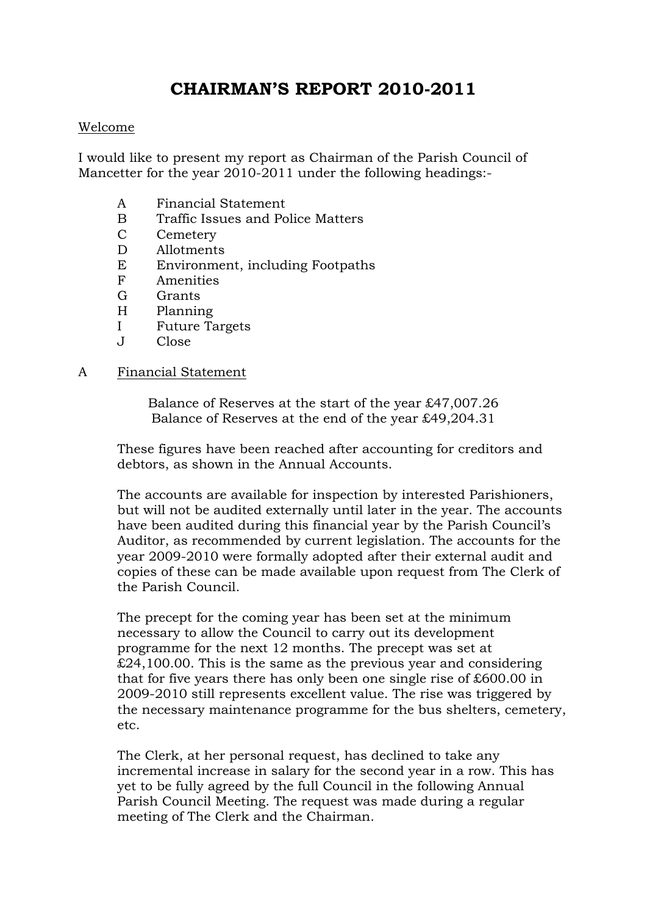# CHAIRMAN'S REPORT 2010-2011

Welcome

I would like to present my report as Chairman of the Parish Council of Mancetter for the year 2010-2011 under the following headings:-

- A Financial Statement
- B Traffic Issues and Police Matters
- C Cemetery
- D Allotments
- E Environment, including Footpaths
- F Amenities
- G Grants
- H Planning
- I Future Targets
- J Close

## A Financial Statement

Balance of Reserves at the start of the year £47,007.26
Balance of Reserves at the end of the year £49,204.31

These figures have been reached after accounting for creditors and debtors, as shown in the Annual Accounts.

The accounts are available for inspection by interested Parishioners, but will not be audited externally until later in the year. The accounts have been audited during this financial year by the Parish Council's Auditor, as recommended by current legislation. The accounts for the year 2009-2010 were formally adopted after their external audit and copies of these can be made available upon request from The Clerk of the Parish Council.

The precept for the coming year has been set at the minimum necessary to allow the Council to carry out its development programme for the next 12 months. The precept was set at £24,100.00. This is the same as the previous year and considering that for five years there has only been one single rise of £600.00 in 2009-2010 still represents excellent value. The rise was triggered by the necessary maintenance programme for the bus shelters, cemetery, etc.

The Clerk, at her personal request, has declined to take any incremental increase in salary for the second year in a row. This has yet to be fully agreed by the full Council in the following Annual Parish Council Meeting. The request was made during a regular meeting of The Clerk and the Chairman.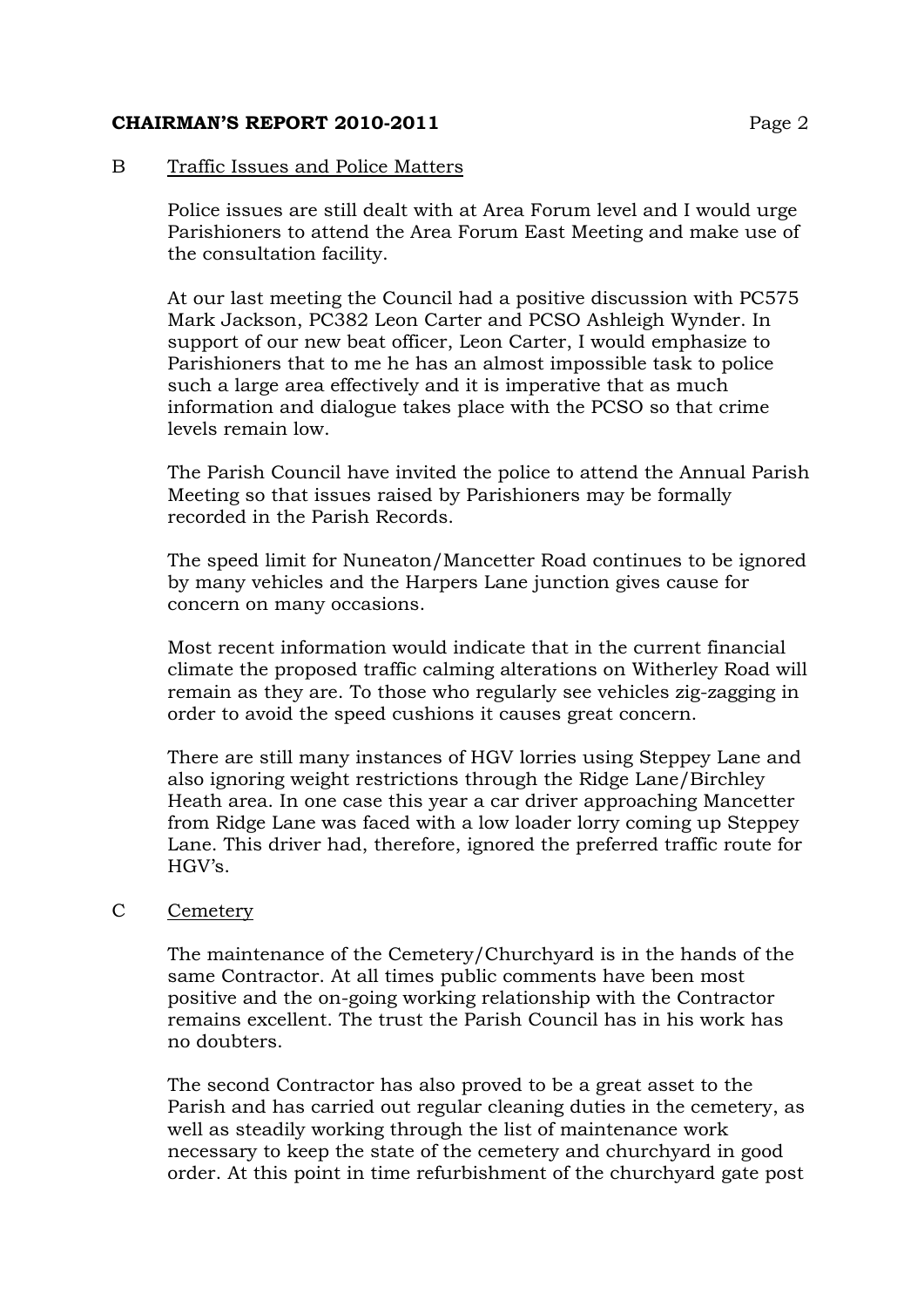## B Traffic Issues and Police Matters

Police issues are still dealt with at Area Forum level and I would urge Parishioners to attend the Area Forum East Meeting and make use of the consultation facility.

At our last meeting the Council had a positive discussion with PC575 Mark Jackson, PC382 Leon Carter and PCSO Ashleigh Wynder. In support of our new beat officer, Leon Carter, I would emphasize to Parishioners that to me he has an almost impossible task to police such a large area effectively and it is imperative that as much information and dialogue takes place with the PCSO so that crime levels remain low.

The Parish Council have invited the police to attend the Annual Parish Meeting so that issues raised by Parishioners may be formally recorded in the Parish Records.

The speed limit for Nuneaton/Mancetter Road continues to be ignored by many vehicles and the Harpers Lane junction gives cause for concern on many occasions.

Most recent information would indicate that in the current financial climate the proposed traffic calming alterations on Witherley Road will remain as they are. To those who regularly see vehicles zig-zagging in order to avoid the speed cushions it causes great concern.

There are still many instances of HGV lorries using Steppey Lane and also ignoring weight restrictions through the Ridge Lane/Birchley Heath area. In one case this year a car driver approaching Mancetter from Ridge Lane was faced with a low loader lorry coming up Steppey Lane. This driver had, therefore, ignored the preferred traffic route for HGV's.

## C Cemetery

The maintenance of the Cemetery/Churchyard is in the hands of the same Contractor. At all times public comments have been most positive and the on-going working relationship with the Contractor remains excellent. The trust the Parish Council has in his work has no doubters.

The second Contractor has also proved to be a great asset to the Parish and has carried out regular cleaning duties in the cemetery, as well as steadily working through the list of maintenance work necessary to keep the state of the cemetery and churchyard in good order. At this point in time refurbishment of the churchyard gate post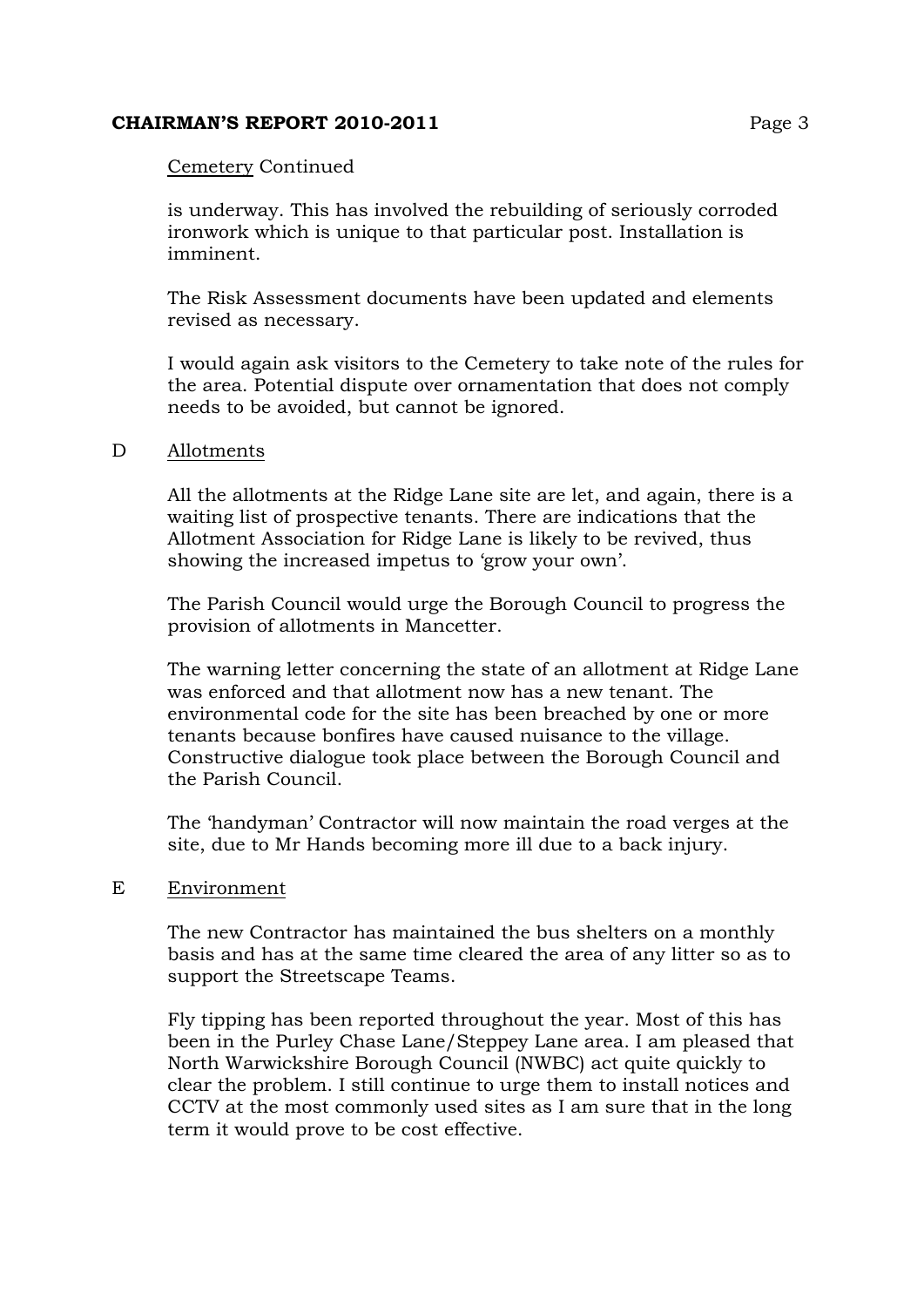Cemetery Continued

is underway. This has involved the rebuilding of seriously corroded ironwork which is unique to that particular post. Installation is imminent.

The Risk Assessment documents have been updated and elements revised as necessary.

I would again ask visitors to the Cemetery to take note of the rules for the area. Potential dispute over ornamentation that does not comply needs to be avoided, but cannot be ignored.

## D Allotments

All the allotments at the Ridge Lane site are let, and again, there is a waiting list of prospective tenants. There are indications that the Allotment Association for Ridge Lane is likely to be revived, thus showing the increased impetus to 'grow your own'.

The Parish Council would urge the Borough Council to progress the provision of allotments in Mancetter.

The warning letter concerning the state of an allotment at Ridge Lane was enforced and that allotment now has a new tenant. The environmental code for the site has been breached by one or more tenants because bonfires have caused nuisance to the village. Constructive dialogue took place between the Borough Council and the Parish Council.

The 'handyman' Contractor will now maintain the road verges at the site, due to Mr Hands becoming more ill due to a back injury.

## E Environment

The new Contractor has maintained the bus shelters on a monthly basis and has at the same time cleared the area of any litter so as to support the Streetscape Teams.

Fly tipping has been reported throughout the year. Most of this has been in the Purley Chase Lane/Steppey Lane area. I am pleased that North Warwickshire Borough Council (NWBC) act quite quickly to clear the problem. I still continue to urge them to install notices and CCTV at the most commonly used sites as I am sure that in the long term it would prove to be cost effective.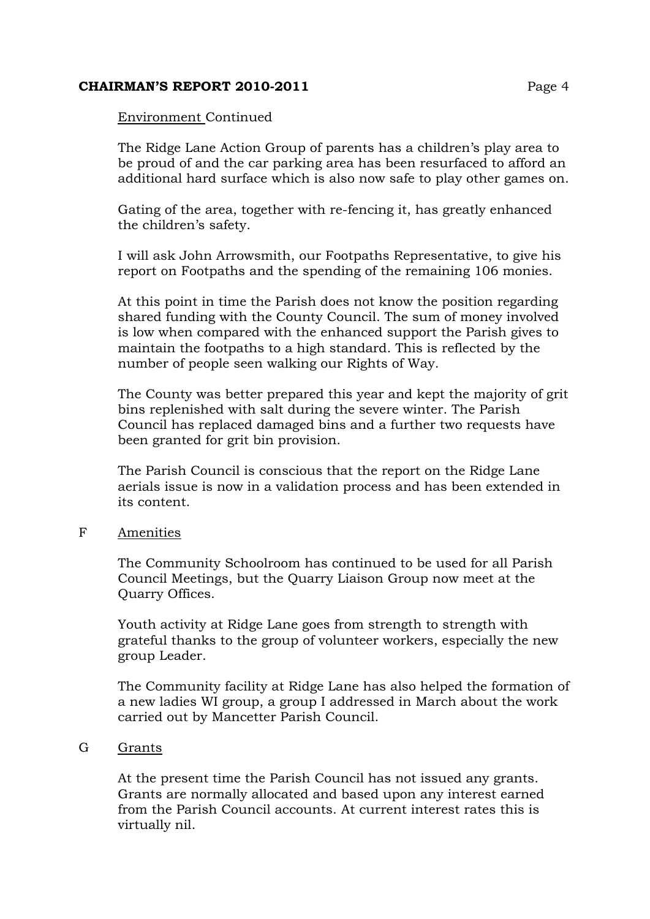Environment Continued

The Ridge Lane Action Group of parents has a children's play area to be proud of and the car parking area has been resurfaced to afford an additional hard surface which is also now safe to play other games on.

Gating of the area, together with re-fencing it, has greatly enhanced the children's safety.

I will ask John Arrowsmith, our Footpaths Representative, to give his report on Footpaths and the spending of the remaining 106 monies.

At this point in time the Parish does not know the position regarding shared funding with the County Council. The sum of money involved is low when compared with the enhanced support the Parish gives to maintain the footpaths to a high standard. This is reflected by the number of people seen walking our Rights of Way.

The County was better prepared this year and kept the majority of grit bins replenished with salt during the severe winter. The Parish Council has replaced damaged bins and a further two requests have been granted for grit bin provision.

The Parish Council is conscious that the report on the Ridge Lane aerials issue is now in a validation process and has been extended in its content.

## F Amenities

The Community Schoolroom has continued to be used for all Parish Council Meetings, but the Quarry Liaison Group now meet at the Quarry Offices.

Youth activity at Ridge Lane goes from strength to strength with grateful thanks to the group of volunteer workers, especially the new group Leader.

The Community facility at Ridge Lane has also helped the formation of a new ladies WI group, a group I addressed in March about the work carried out by Mancetter Parish Council.

## G Grants

At the present time the Parish Council has not issued any grants. Grants are normally allocated and based upon any interest earned from the Parish Council accounts. At current interest rates this is virtually nil.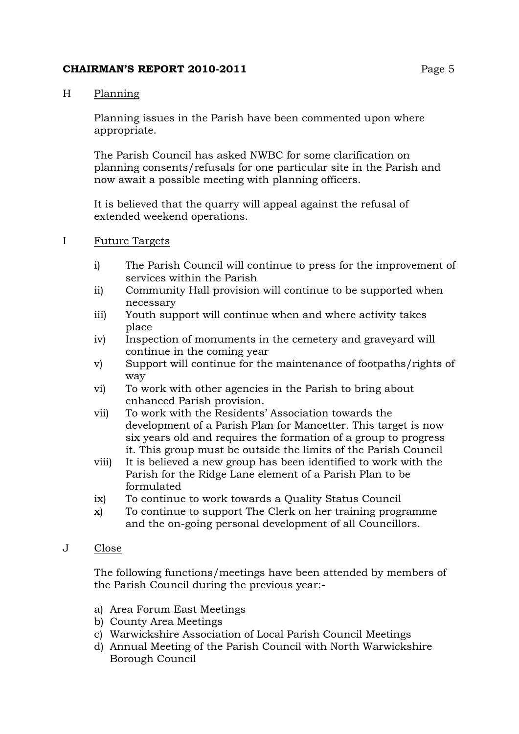## H Planning

Planning issues in the Parish have been commented upon where appropriate.

The Parish Council has asked NWBC for some clarification on planning consents/refusals for one particular site in the Parish and now await a possible meeting with planning officers.

It is believed that the quarry will appeal against the refusal of extended weekend operations.

## I Future Targets

- i) The Parish Council will continue to press for the improvement of services within the Parish
- ii) Community Hall provision will continue to be supported when necessary
- iii) Youth support will continue when and where activity takes place
- iv) Inspection of monuments in the cemetery and graveyard will continue in the coming year
- v) Support will continue for the maintenance of footpaths/rights of way
- vi) To work with other agencies in the Parish to bring about enhanced Parish provision.
- vii) To work with the Residents' Association towards the development of a Parish Plan for Mancetter. This target is now six years old and requires the formation of a group to progress it. This group must be outside the limits of the Parish Council
- viii) It is believed a new group has been identified to work with the Parish for the Ridge Lane element of a Parish Plan to be formulated
- ix) To continue to work towards a Quality Status Council
- x) To continue to support The Clerk on her training programme and the on-going personal development of all Councillors.

## J Close

The following functions/meetings have been attended by members of the Parish Council during the previous year:-

a) Area Forum East Meetings
b) County Area Meetings
c) Warwickshire Association of Local Parish Council Meetings
d) Annual Meeting of the Parish Council with North Warwickshire Borough Council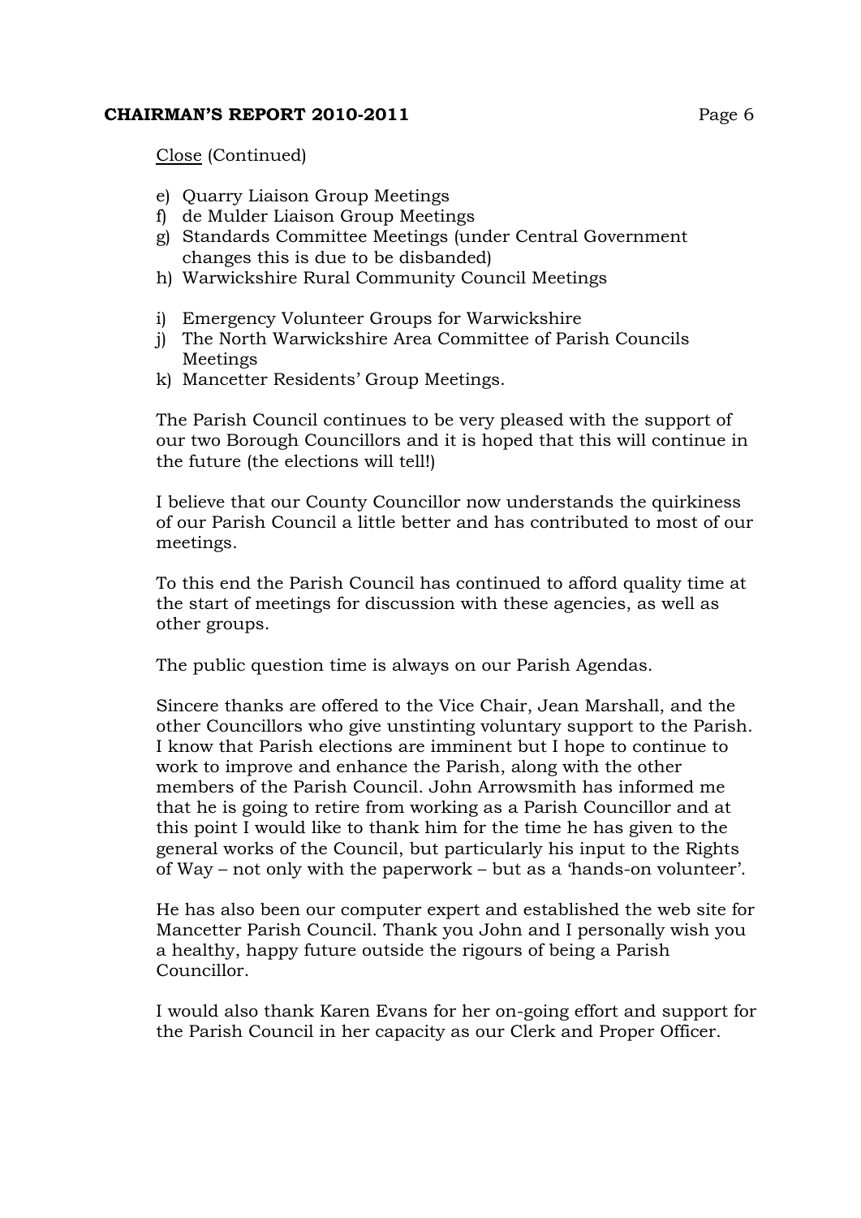Close (Continued)

e) Quarry Liaison Group Meetings
f) de Mulder Liaison Group Meetings
g) Standards Committee Meetings (under Central Government changes this is due to be disbanded)
h) Warwickshire Rural Community Council Meetings

i) Emergency Volunteer Groups for Warwickshire
j) The North Warwickshire Area Committee of Parish Councils Meetings
k) Mancetter Residents' Group Meetings.

The Parish Council continues to be very pleased with the support of our two Borough Councillors and it is hoped that this will continue in the future (the elections will tell!)

I believe that our County Councillor now understands the quirkiness of our Parish Council a little better and has contributed to most of our meetings.

To this end the Parish Council has continued to afford quality time at the start of meetings for discussion with these agencies, as well as other groups.

The public question time is always on our Parish Agendas.

Sincere thanks are offered to the Vice Chair, Jean Marshall, and the other Councillors who give unstinting voluntary support to the Parish. I know that Parish elections are imminent but I hope to continue to work to improve and enhance the Parish, along with the other members of the Parish Council. John Arrowsmith has informed me that he is going to retire from working as a Parish Councillor and at this point I would like to thank him for the time he has given to the general works of the Council, but particularly his input to the Rights of Way – not only with the paperwork – but as a 'hands-on volunteer'.

He has also been our computer expert and established the web site for Mancetter Parish Council. Thank you John and I personally wish you a healthy, happy future outside the rigours of being a Parish Councillor.

I would also thank Karen Evans for her on-going effort and support for the Parish Council in her capacity as our Clerk and Proper Officer.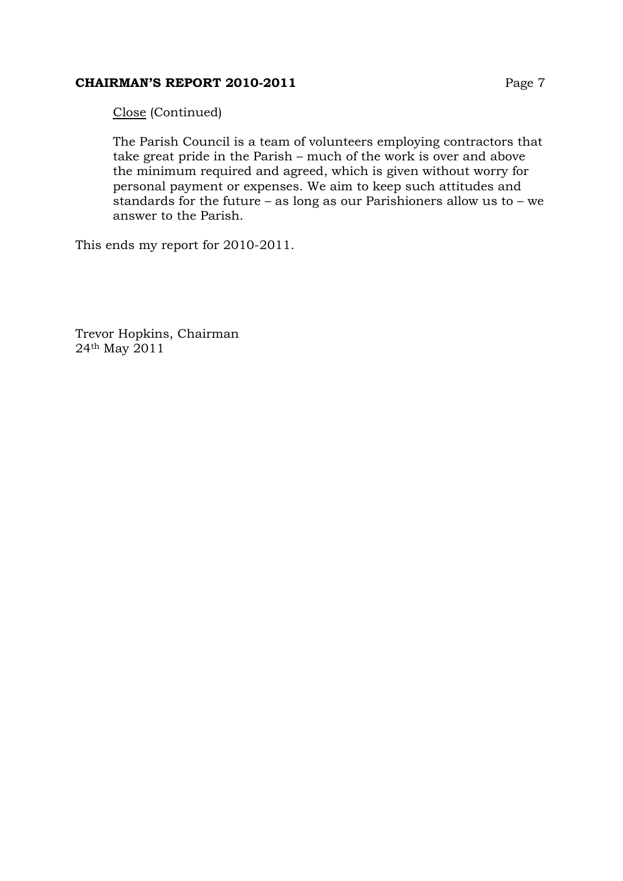Close (Continued)

The Parish Council is a team of volunteers employing contractors that take great pride in the Parish – much of the work is over and above the minimum required and agreed, which is given without worry for personal payment or expenses. We aim to keep such attitudes and standards for the future – as long as our Parishioners allow us to – we answer to the Parish.

This ends my report for 2010-2011.

Trevor Hopkins, Chairman
24th May 2011